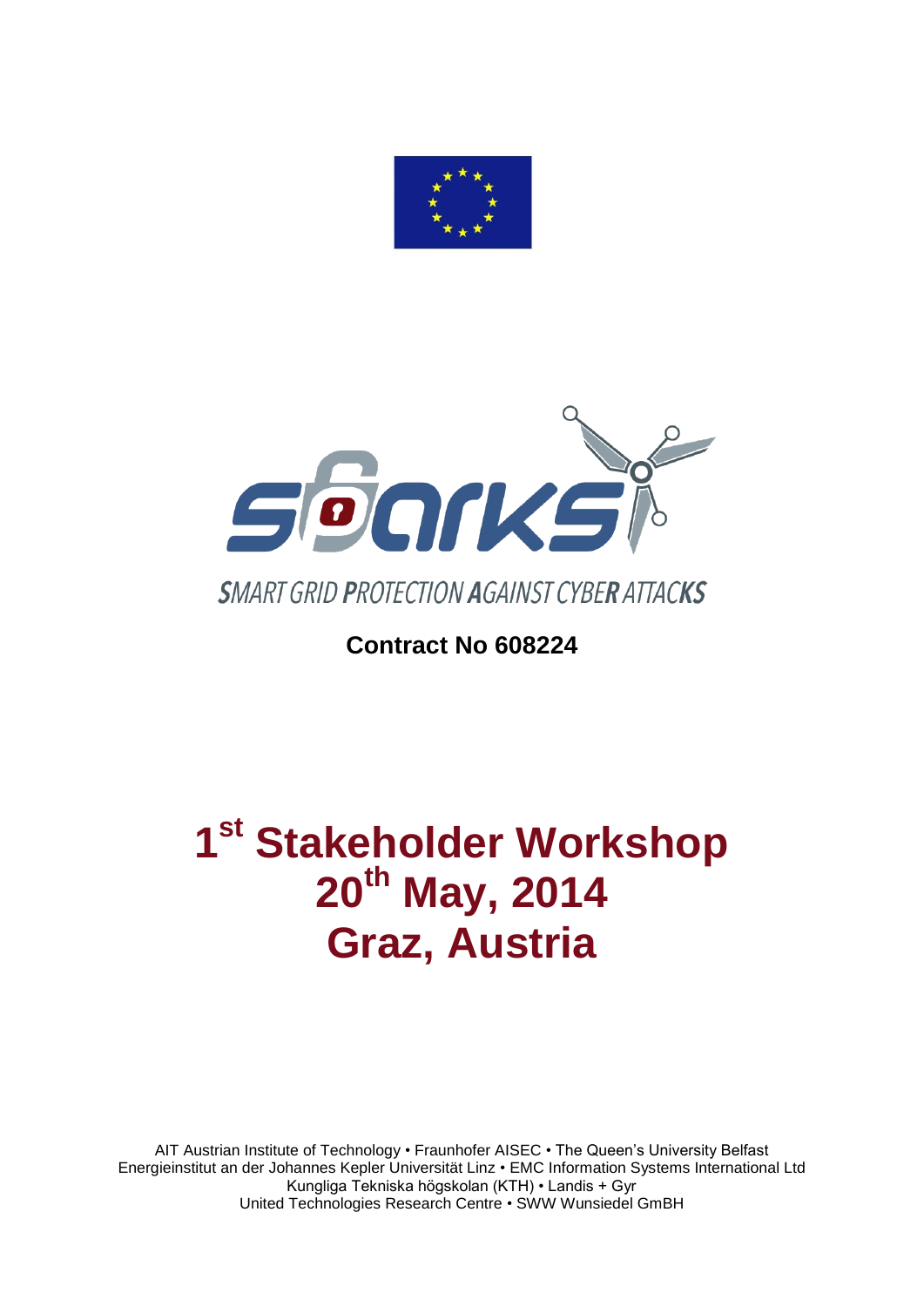SMART GRID PROTECTION AGAINST CYBER ATTACKS

**Contract No 608224**

# 1st Stakeholder Workshop 20th May, 2014 Graz, Austria

AIT Austrian Institute of Technology • Fraunhofer AISEC • The Queen's University Belfast
Energieinstitut an der Johannes Kepler Universität Linz • EMC Information Systems International Ltd
Kungliga Tekniska högskolan (KTH) • Landis + Gyr
United Technologies Research Centre • SWW Wunsiedel GmBH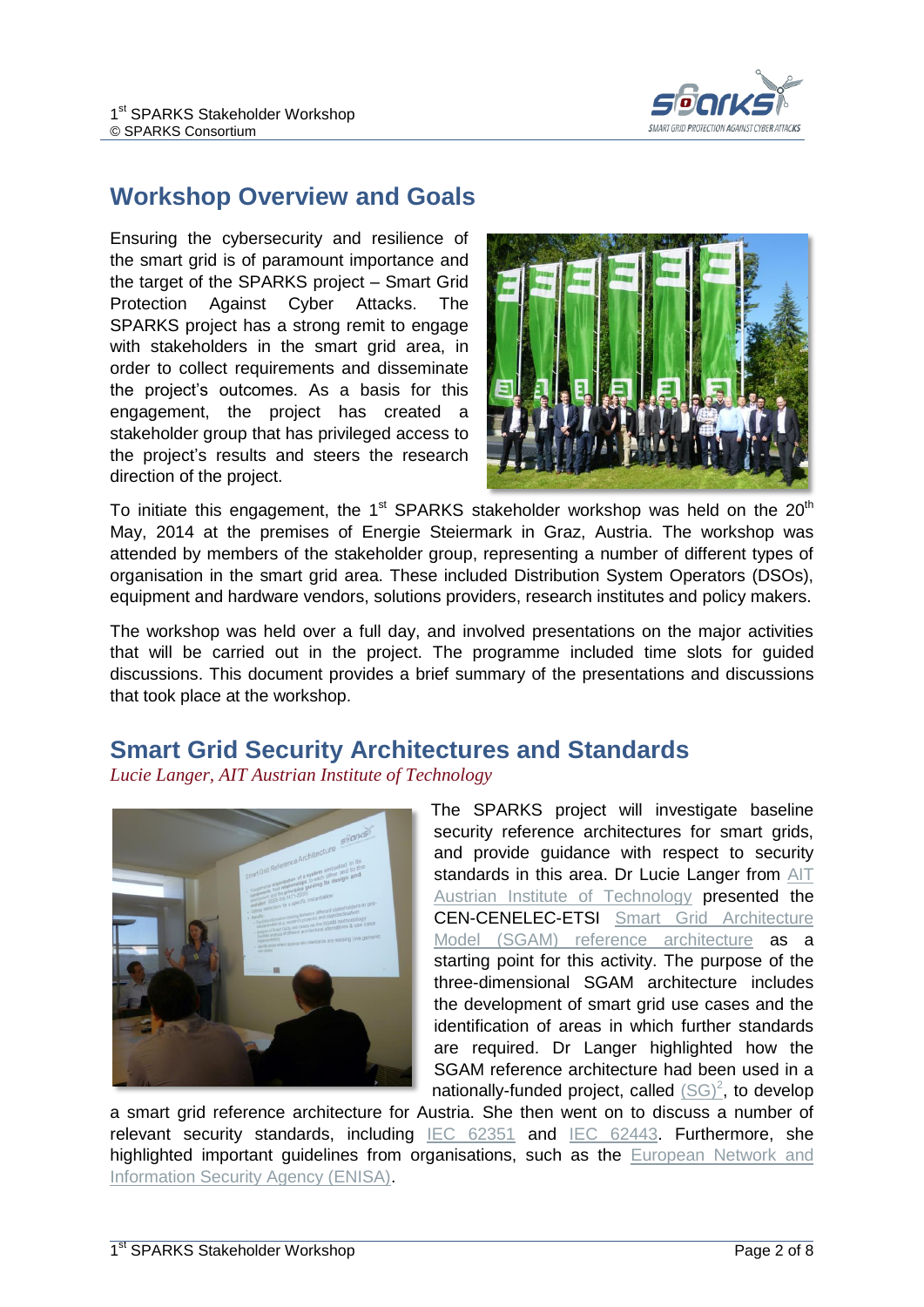## Workshop Overview and Goals

Ensuring the cybersecurity and resilience of the smart grid is of paramount importance and the target of the SPARKS project – Smart Grid Protection Against Cyber Attacks. The SPARKS project has a strong remit to engage with stakeholders in the smart grid area, in order to collect requirements and disseminate the project's outcomes. As a basis for this engagement, the project has created a stakeholder group that has privileged access to the project's results and steers the research direction of the project.

To initiate this engagement, the 1st SPARKS stakeholder workshop was held on the 20th May, 2014 at the premises of Energie Steiermark in Graz, Austria. The workshop was attended by members of the stakeholder group, representing a number of different types of organisation in the smart grid area. These included Distribution System Operators (DSOs), equipment and hardware vendors, solutions providers, research institutes and policy makers.

The workshop was held over a full day, and involved presentations on the major activities that will be carried out in the project. The programme included time slots for guided discussions. This document provides a brief summary of the presentations and discussions that took place at the workshop.

## Smart Grid Security Architectures and Standards

*Lucie Langer, AIT Austrian Institute of Technology*

The SPARKS project will investigate baseline security reference architectures for smart grids, and provide guidance with respect to security standards in this area. Dr Lucie Langer from AIT Austrian Institute of Technology presented the CEN-CENELEC-ETSI Smart Grid Architecture Model (SGAM) reference architecture as a starting point for this activity. The purpose of the three-dimensional SGAM architecture includes the development of smart grid use cases and the identification of areas in which further standards are required. Dr Langer highlighted how the SGAM reference architecture had been used in a nationally-funded project, called $(SG)^2$, to develop a smart grid reference architecture for Austria. She then went on to discuss a number of relevant security standards, including IEC 62351 and IEC 62443. Furthermore, she highlighted important guidelines from organisations, such as the European Network and Information Security Agency (ENISA).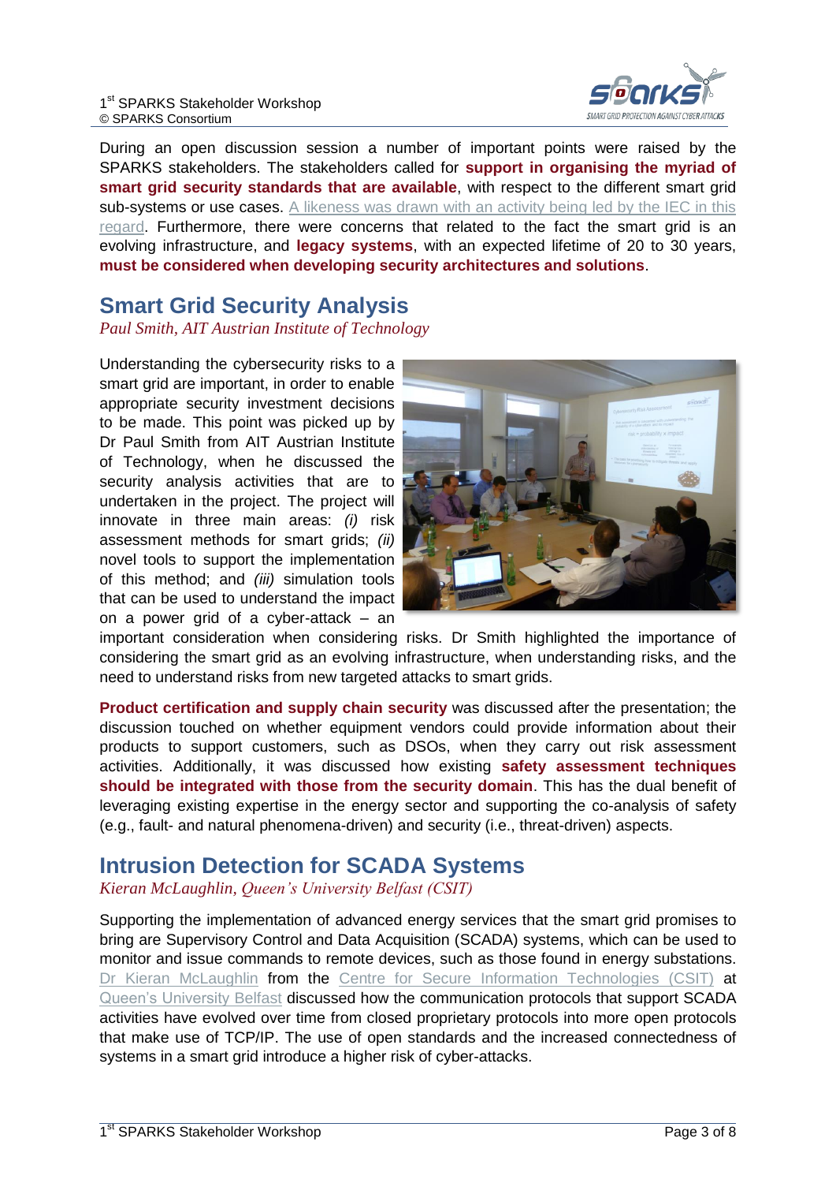During an open discussion session a number of important points were raised by the SPARKS stakeholders. The stakeholders called for **support in organising the myriad of smart grid security standards that are available**, with respect to the different smart grid sub-systems or use cases. A likeness was drawn with an activity being led by the IEC in this regard. Furthermore, there were concerns that related to the fact the smart grid is an evolving infrastructure, and **legacy systems**, with an expected lifetime of 20 to 30 years, **must be considered when developing security architectures and solutions**.

## Smart Grid Security Analysis

*Paul Smith, AIT Austrian Institute of Technology*

Understanding the cybersecurity risks to a smart grid are important, in order to enable appropriate security investment decisions to be made. This point was picked up by Dr Paul Smith from AIT Austrian Institute of Technology, when he discussed the security analysis activities that are to undertaken in the project. The project will innovate in three main areas: *(i)* risk assessment methods for smart grids; *(ii)* novel tools to support the implementation of this method; and *(iii)* simulation tools that can be used to understand the impact on a power grid of a cyber-attack – an important consideration when considering risks. Dr Smith highlighted the importance of considering the smart grid as an evolving infrastructure, when understanding risks, and the need to understand risks from new targeted attacks to smart grids.

**Product certification and supply chain security** was discussed after the presentation; the discussion touched on whether equipment vendors could provide information about their products to support customers, such as DSOs, when they carry out risk assessment activities. Additionally, it was discussed how existing **safety assessment techniques should be integrated with those from the security domain**. This has the dual benefit of leveraging existing expertise in the energy sector and supporting the co-analysis of safety (e.g., fault- and natural phenomena-driven) and security (i.e., threat-driven) aspects.

## Intrusion Detection for SCADA Systems

*Kieran McLaughlin, Queen's University Belfast (CSIT)*

Supporting the implementation of advanced energy services that the smart grid promises to bring are Supervisory Control and Data Acquisition (SCADA) systems, which can be used to monitor and issue commands to remote devices, such as those found in energy substations. Dr Kieran McLaughlin from the Centre for Secure Information Technologies (CSIT) at Queen's University Belfast discussed how the communication protocols that support SCADA activities have evolved over time from closed proprietary protocols into more open protocols that make use of TCP/IP. The use of open standards and the increased connectedness of systems in a smart grid introduce a higher risk of cyber-attacks.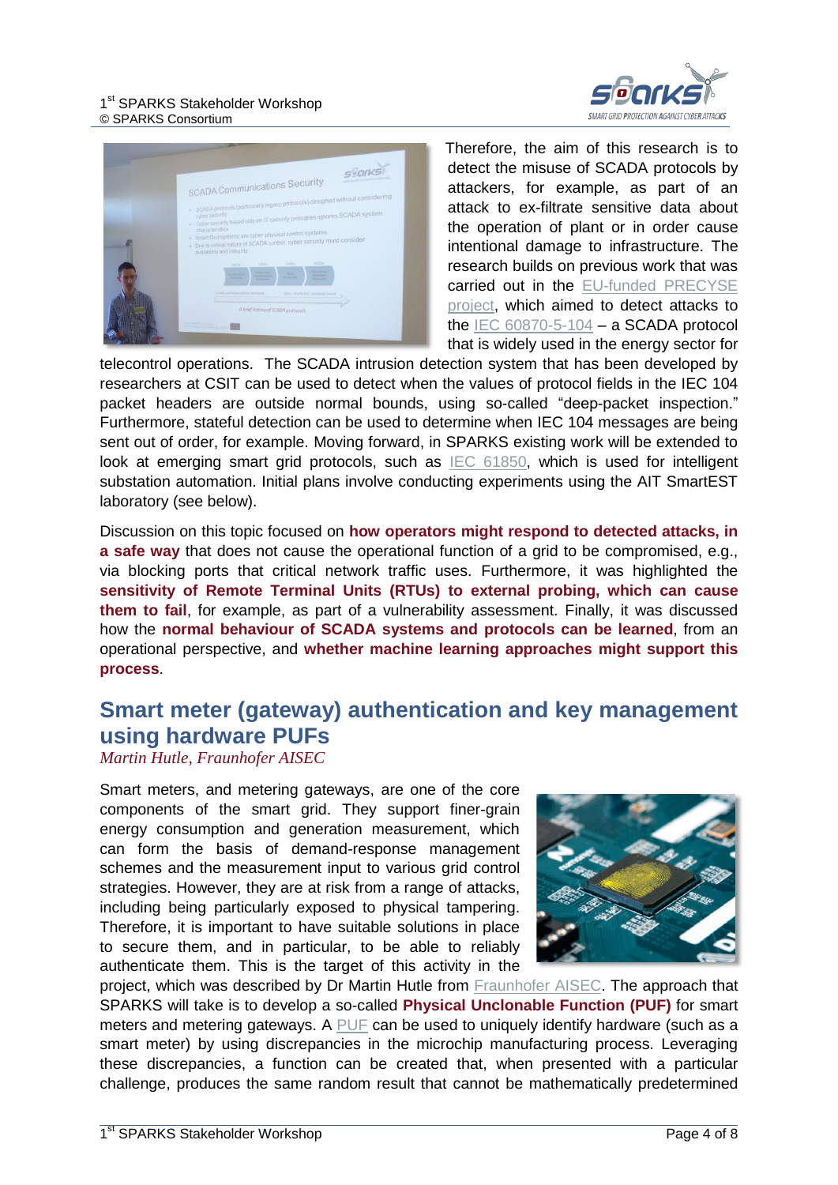Therefore, the aim of this research is to detect the misuse of SCADA protocols by attackers, for example, as part of an attack to ex-filtrate sensitive data about the operation of plant or in order cause intentional damage to infrastructure. The research builds on previous work that was carried out in the EU-funded PRECYSE project, which aimed to detect attacks to the IEC 60870-5-104 – a SCADA protocol that is widely used in the energy sector for telecontrol operations. The SCADA intrusion detection system that has been developed by researchers at CSIT can be used to detect when the values of protocol fields in the IEC 104 packet headers are outside normal bounds, using so-called "deep-packet inspection." Furthermore, stateful detection can be used to determine when IEC 104 messages are being sent out of order, for example. Moving forward, in SPARKS existing work will be extended to look at emerging smart grid protocols, such as IEC 61850, which is used for intelligent substation automation. Initial plans involve conducting experiments using the AIT SmartEST laboratory (see below).

Discussion on this topic focused on **how operators might respond to detected attacks, in a safe way** that does not cause the operational function of a grid to be compromised, e.g., via blocking ports that critical network traffic uses. Furthermore, it was highlighted the **sensitivity of Remote Terminal Units (RTUs) to external probing, which can cause them to fail**, for example, as part of a vulnerability assessment. Finally, it was discussed how the **normal behaviour of SCADA systems and protocols can be learned**, from an operational perspective, and **whether machine learning approaches might support this process**.

## Smart meter (gateway) authentication and key management using hardware PUFs

*Martin Hutle, Fraunhofer AISEC*

Smart meters, and metering gateways, are one of the core components of the smart grid. They support finer-grain energy consumption and generation measurement, which can form the basis of demand-response management schemes and the measurement input to various grid control strategies. However, they are at risk from a range of attacks, including being particularly exposed to physical tampering. Therefore, it is important to have suitable solutions in place to secure them, and in particular, to be able to reliably authenticate them. This is the target of this activity in the project, which was described by Dr Martin Hutle from Fraunhofer AISEC. The approach that SPARKS will take is to develop a so-called **Physical Unclonable Function (PUF)** for smart meters and metering gateways. A PUF can be used to uniquely identify hardware (such as a smart meter) by using discrepancies in the microchip manufacturing process. Leveraging these discrepancies, a function can be created that, when presented with a particular challenge, produces the same random result that cannot be mathematically predetermined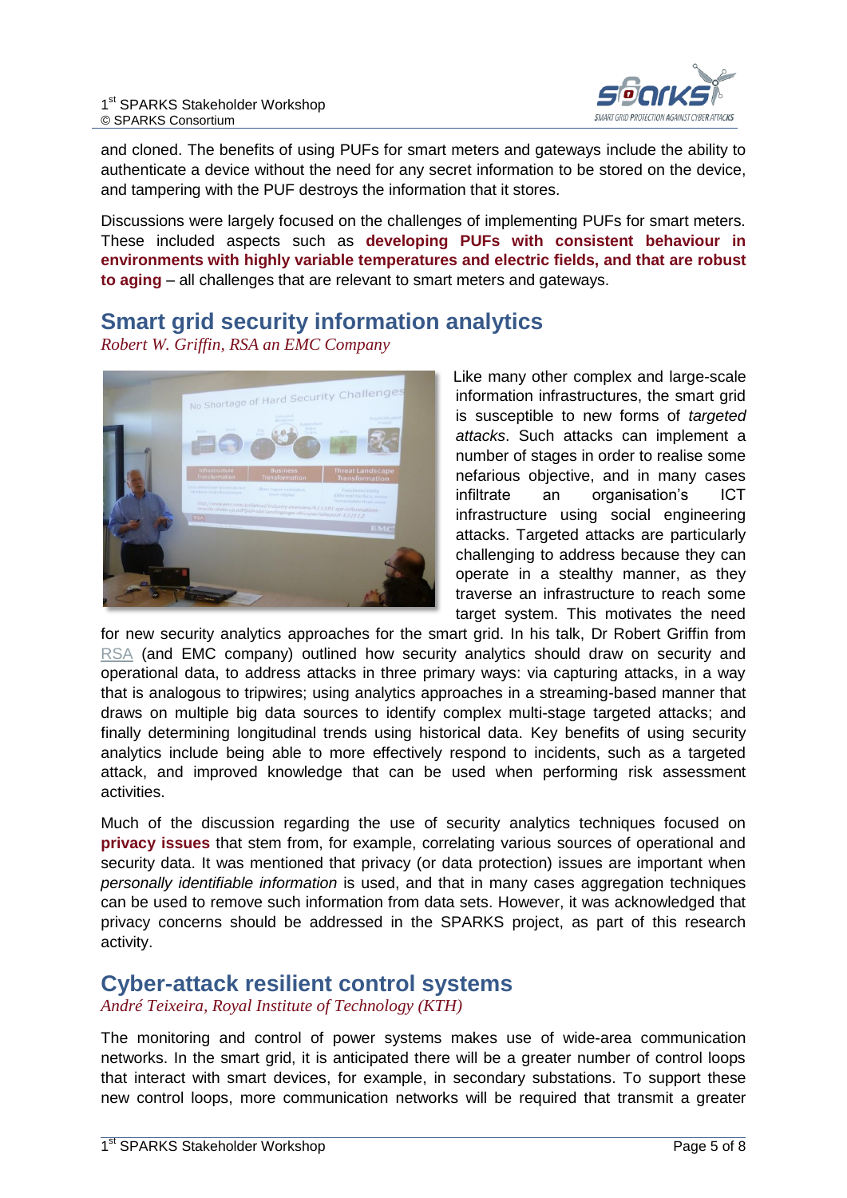and cloned. The benefits of using PUFs for smart meters and gateways include the ability to authenticate a device without the need for any secret information to be stored on the device, and tampering with the PUF destroys the information that it stores.

Discussions were largely focused on the challenges of implementing PUFs for smart meters. These included aspects such as **developing PUFs with consistent behaviour in environments with highly variable temperatures and electric fields, and that are robust to aging** – all challenges that are relevant to smart meters and gateways.

## Smart grid security information analytics

*Robert W. Griffin, RSA an EMC Company*

Like many other complex and large-scale information infrastructures, the smart grid is susceptible to new forms of *targeted attacks*. Such attacks can implement a number of stages in order to realise some nefarious objective, and in many cases infiltrate an organisation's ICT infrastructure using social engineering attacks. Targeted attacks are particularly challenging to address because they can operate in a stealthy manner, as they traverse an infrastructure to reach some target system. This motivates the need for new security analytics approaches for the smart grid. In his talk, Dr Robert Griffin from RSA (and EMC company) outlined how security analytics should draw on security and operational data, to address attacks in three primary ways: via capturing attacks, in a way that is analogous to tripwires; using analytics approaches in a streaming-based manner that draws on multiple big data sources to identify complex multi-stage targeted attacks; and finally determining longitudinal trends using historical data. Key benefits of using security analytics include being able to more effectively respond to incidents, such as a targeted attack, and improved knowledge that can be used when performing risk assessment activities.

Much of the discussion regarding the use of security analytics techniques focused on **privacy issues** that stem from, for example, correlating various sources of operational and security data. It was mentioned that privacy (or data protection) issues are important when *personally identifiable information* is used, and that in many cases aggregation techniques can be used to remove such information from data sets. However, it was acknowledged that privacy concerns should be addressed in the SPARKS project, as part of this research activity.

## Cyber-attack resilient control systems

*André Teixeira, Royal Institute of Technology (KTH)*

The monitoring and control of power systems makes use of wide-area communication networks. In the smart grid, it is anticipated there will be a greater number of control loops that interact with smart devices, for example, in secondary substations. To support these new control loops, more communication networks will be required that transmit a greater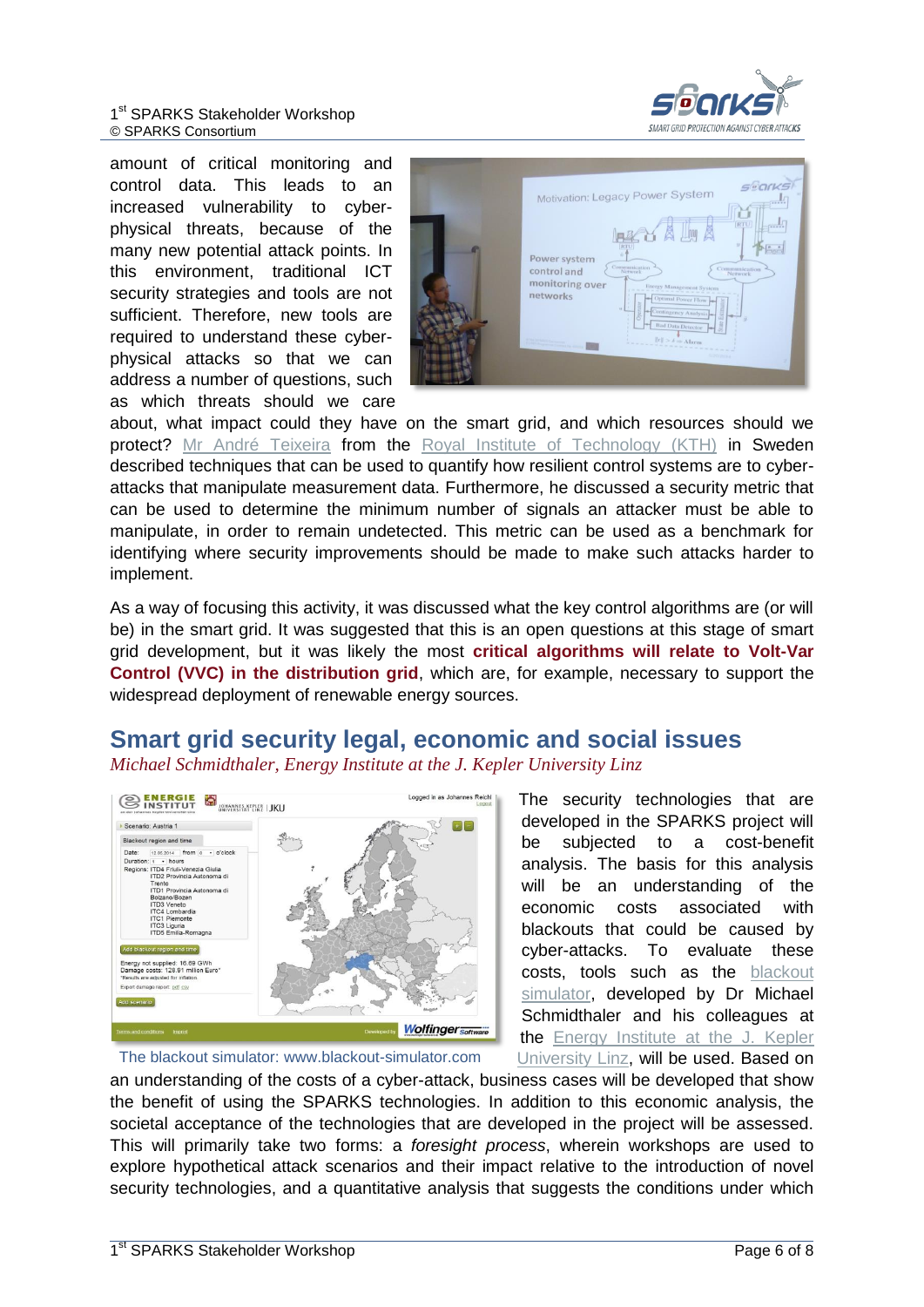amount of critical monitoring and control data. This leads to an increased vulnerability to cyber-physical threats, because of the many new potential attack points. In this environment, traditional ICT security strategies and tools are not sufficient. Therefore, new tools are required to understand these cyber-physical attacks so that we can address a number of questions, such as which threats should we care about, what impact could they have on the smart grid, and which resources should we protect? Mr André Teixeira from the Royal Institute of Technology (KTH) in Sweden described techniques that can be used to quantify how resilient control systems are to cyber-attacks that manipulate measurement data. Furthermore, he discussed a security metric that can be used to determine the minimum number of signals an attacker must be able to manipulate, in order to remain undetected. This metric can be used as a benchmark for identifying where security improvements should be made to make such attacks harder to implement.

As a way of focusing this activity, it was discussed what the key control algorithms are (or will be) in the smart grid. It was suggested that this is an open questions at this stage of smart grid development, but it was likely the most **critical algorithms will relate to Volt-Var Control (VVC) in the distribution grid**, which are, for example, necessary to support the widespread deployment of renewable energy sources.

## Smart grid security legal, economic and social issues

*Michael Schmidthaler, Energy Institute at the J. Kepler University Linz*

The blackout simulator: www.blackout-simulator.com

The security technologies that are developed in the SPARKS project will be subjected to a cost-benefit analysis. The basis for this analysis will be an understanding of the economic costs associated with blackouts that could be caused by cyber-attacks. To evaluate these costs, tools such as the blackout simulator, developed by Dr Michael Schmidthaler and his colleagues at the Energy Institute at the J. Kepler University Linz, will be used. Based on an understanding of the costs of a cyber-attack, business cases will be developed that show the benefit of using the SPARKS technologies. In addition to this economic analysis, the societal acceptance of the technologies that are developed in the project will be assessed. This will primarily take two forms: a *foresight process*, wherein workshops are used to explore hypothetical attack scenarios and their impact relative to the introduction of novel security technologies, and a quantitative analysis that suggests the conditions under which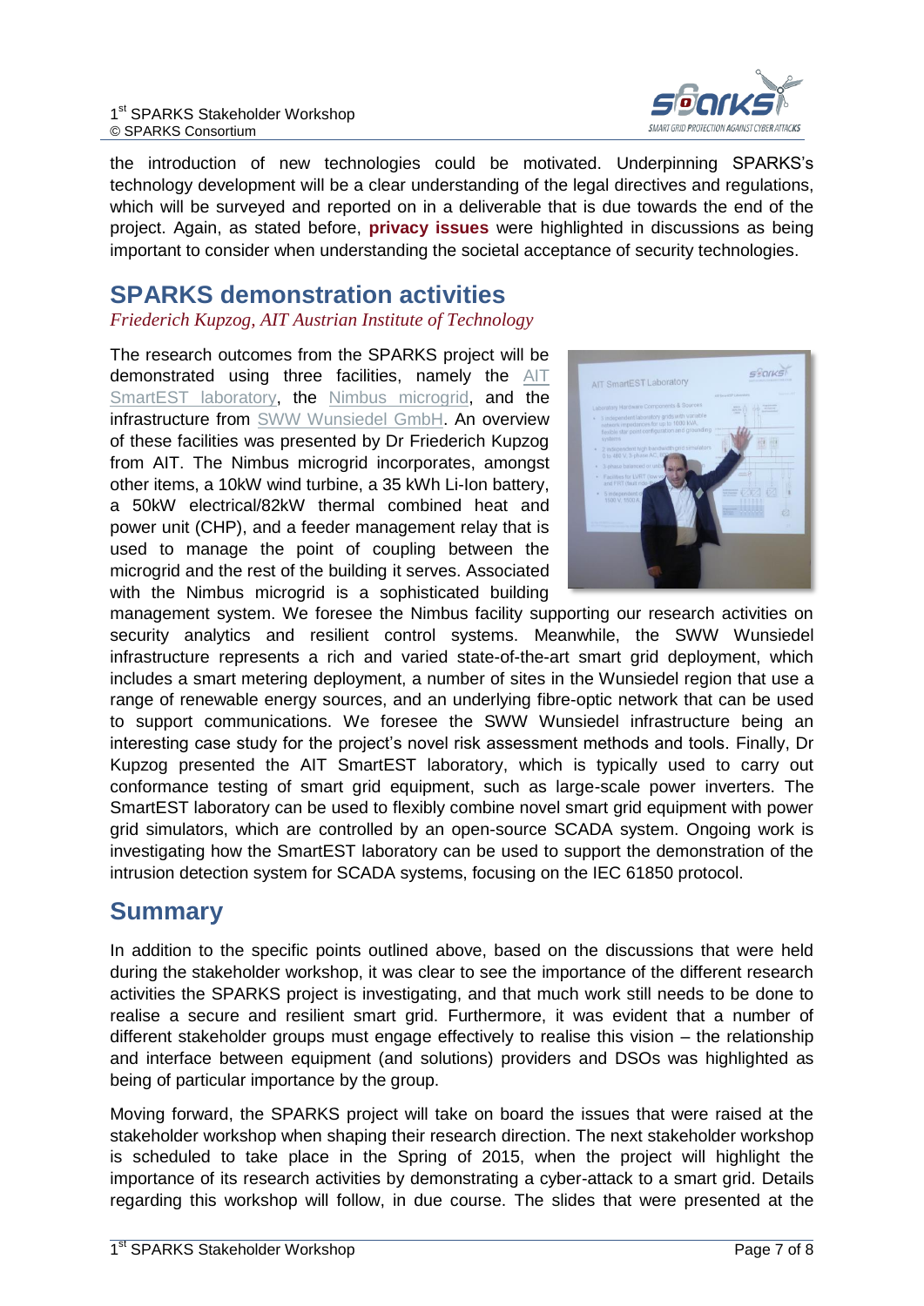the introduction of new technologies could be motivated. Underpinning SPARKS's technology development will be a clear understanding of the legal directives and regulations, which will be surveyed and reported on in a deliverable that is due towards the end of the project. Again, as stated before, **privacy issues** were highlighted in discussions as being important to consider when understanding the societal acceptance of security technologies.

## SPARKS demonstration activities

*Friederich Kupzog, AIT Austrian Institute of Technology*

The research outcomes from the SPARKS project will be demonstrated using three facilities, namely the AIT SmartEST laboratory, the Nimbus microgrid, and the infrastructure from SWW Wunsiedel GmbH. An overview of these facilities was presented by Dr Friederich Kupzog from AIT. The Nimbus microgrid incorporates, amongst other items, a 10kW wind turbine, a 35 kWh Li-Ion battery, a 50kW electrical/82kW thermal combined heat and power unit (CHP), and a feeder management relay that is used to manage the point of coupling between the microgrid and the rest of the building it serves. Associated with the Nimbus microgrid is a sophisticated building management system. We foresee the Nimbus facility supporting our research activities on security analytics and resilient control systems. Meanwhile, the SWW Wunsiedel infrastructure represents a rich and varied state-of-the-art smart grid deployment, which includes a smart metering deployment, a number of sites in the Wunsiedel region that use a range of renewable energy sources, and an underlying fibre-optic network that can be used to support communications. We foresee the SWW Wunsiedel infrastructure being an interesting case study for the project's novel risk assessment methods and tools. Finally, Dr Kupzog presented the AIT SmartEST laboratory, which is typically used to carry out conformance testing of smart grid equipment, such as large-scale power inverters. The SmartEST laboratory can be used to flexibly combine novel smart grid equipment with power grid simulators, which are controlled by an open-source SCADA system. Ongoing work is investigating how the SmartEST laboratory can be used to support the demonstration of the intrusion detection system for SCADA systems, focusing on the IEC 61850 protocol.

## Summary

In addition to the specific points outlined above, based on the discussions that were held during the stakeholder workshop, it was clear to see the importance of the different research activities the SPARKS project is investigating, and that much work still needs to be done to realise a secure and resilient smart grid. Furthermore, it was evident that a number of different stakeholder groups must engage effectively to realise this vision – the relationship and interface between equipment (and solutions) providers and DSOs was highlighted as being of particular importance by the group.

Moving forward, the SPARKS project will take on board the issues that were raised at the stakeholder workshop when shaping their research direction. The next stakeholder workshop is scheduled to take place in the Spring of 2015, when the project will highlight the importance of its research activities by demonstrating a cyber-attack to a smart grid. Details regarding this workshop will follow, in due course. The slides that were presented at the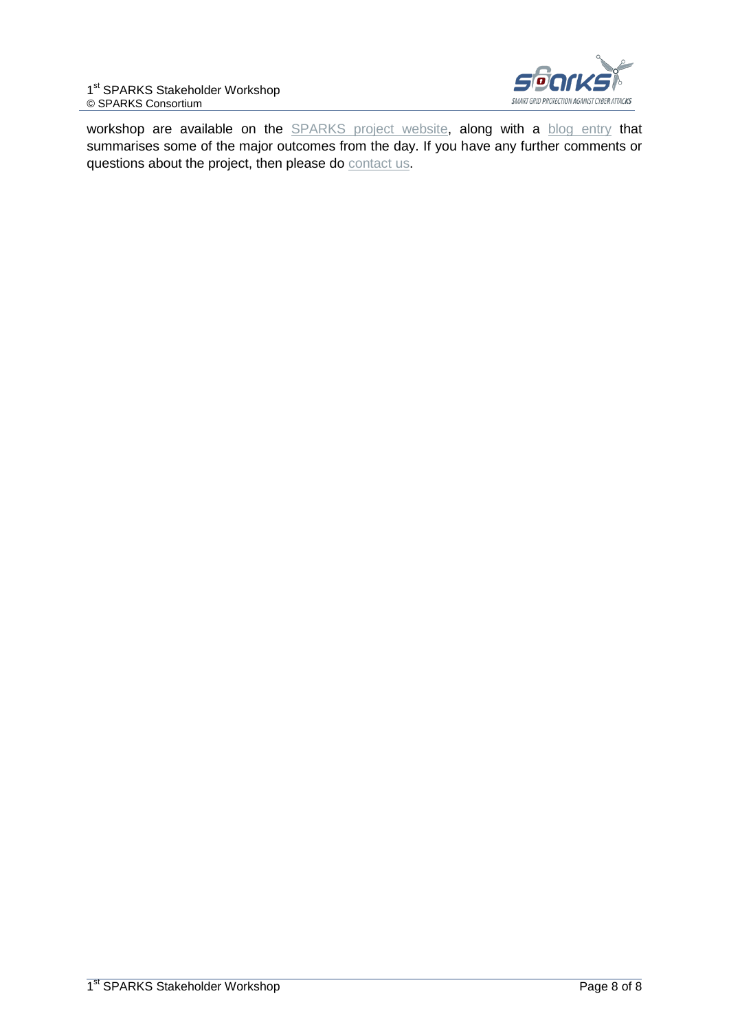workshop are available on the SPARKS project website, along with a blog entry that summarises some of the major outcomes from the day. If you have any further comments or questions about the project, then please do contact us.